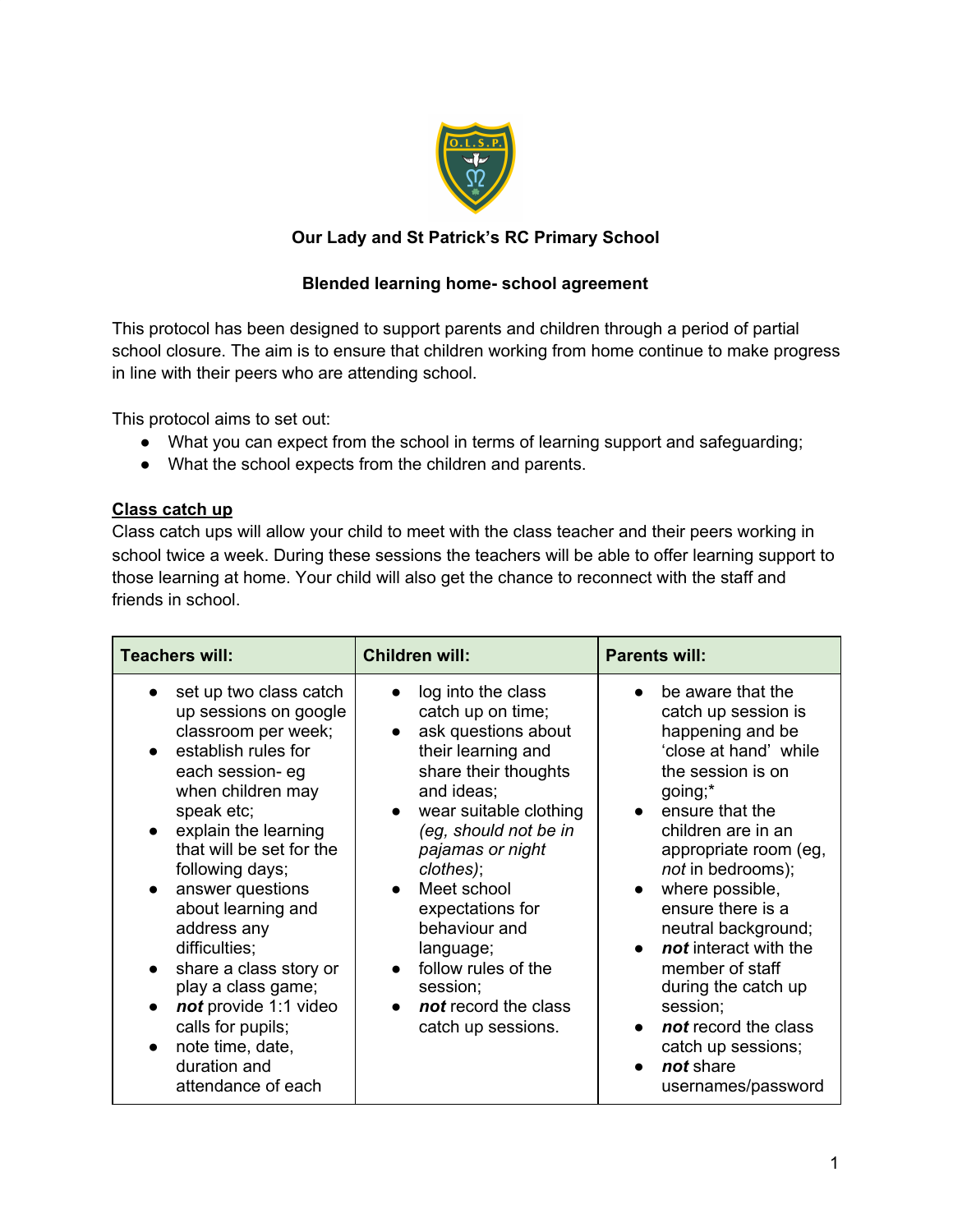**Our Lady and St Patrick's RC Primary School**

**Blended learning home- school agreement**

This protocol has been designed to support parents and children through a period of partial school closure. The aim is to ensure that children working from home continue to make progress in line with their peers who are attending school.

This protocol aims to set out:

- What you can expect from the school in terms of learning support and safeguarding;
- What the school expects from the children and parents.

## Class catch up

Class catch ups will allow your child to meet with the class teacher and their peers working in school twice a week. During these sessions the teachers will be able to offer learning support to those learning at home. Your child will also get the chance to reconnect with the staff and friends in school.

| Teachers will: | Children will: | Parents will: |
|---|---|---|
| • set up two class catch up sessions on google classroom per week;<br>• establish rules for each session- eg when children may speak etc;<br>• explain the learning that will be set for the following days;<br>• answer questions about learning and address any difficulties;<br>• share a class story or play a class game;<br>• ***not*** provide 1:1 video calls for pupils;<br>• note time, date, duration and attendance of each | • log into the class catch up on time;<br>• ask questions about their learning and share their thoughts and ideas;<br>• wear suitable clothing *(eg, should not be in pajamas or night clothes)*;<br>• Meet school expectations for behaviour and language;<br>• follow rules of the session;<br>• ***not*** record the class catch up sessions. | • be aware that the catch up session is happening and be 'close at hand' while the session is on going;*<br>• ensure that the children are in an appropriate room (eg, *not* in bedrooms);<br>• where possible, ensure there is a neutral background;<br>• ***not*** interact with the member of staff during the catch up session;<br>• ***not*** record the class catch up sessions;<br>• ***not*** share usernames/password |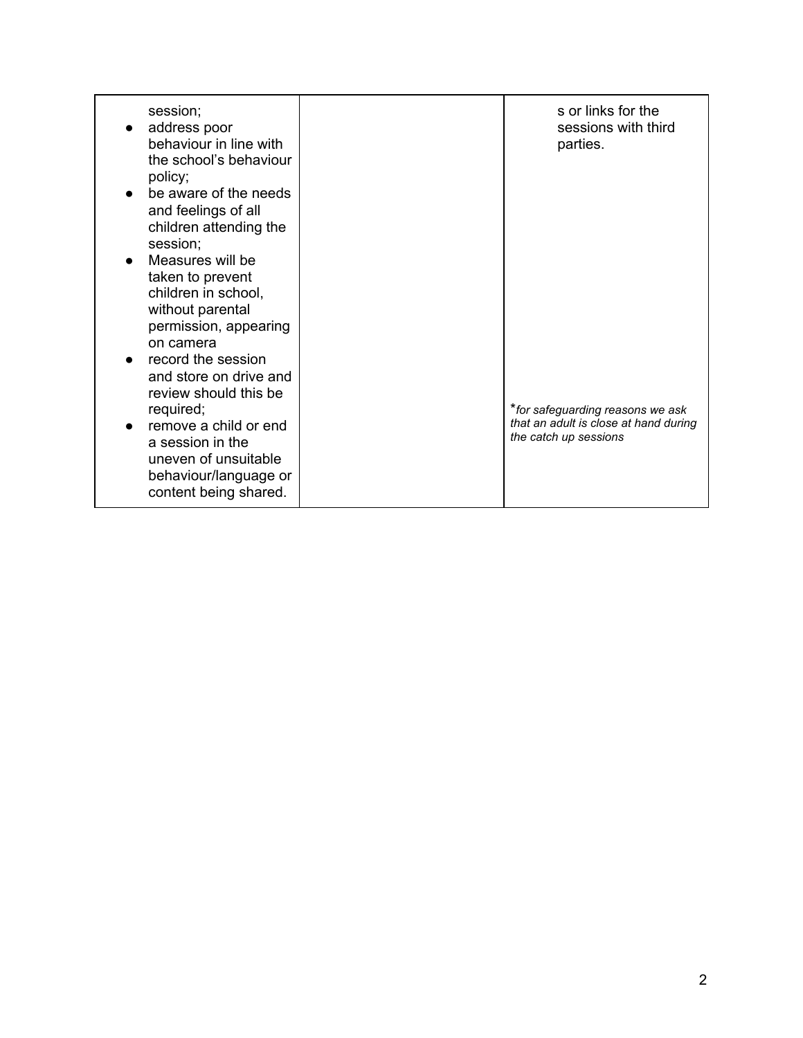| | | |
|---|---|---|
| session;<br>• address poor behaviour in line with the school's behaviour policy;<br>• be aware of the needs and feelings of all children attending the session;<br>• Measures will be taken to prevent children in school, without parental permission, appearing on camera<br>• record the session and store on drive and review should this be required;<br>• remove a child or end a session in the uneven of unsuitable behaviour/language or content being shared. | | s or links for the sessions with third parties.<br><br>**for safeguarding reasons we ask that an adult is close at hand during the catch up sessions* |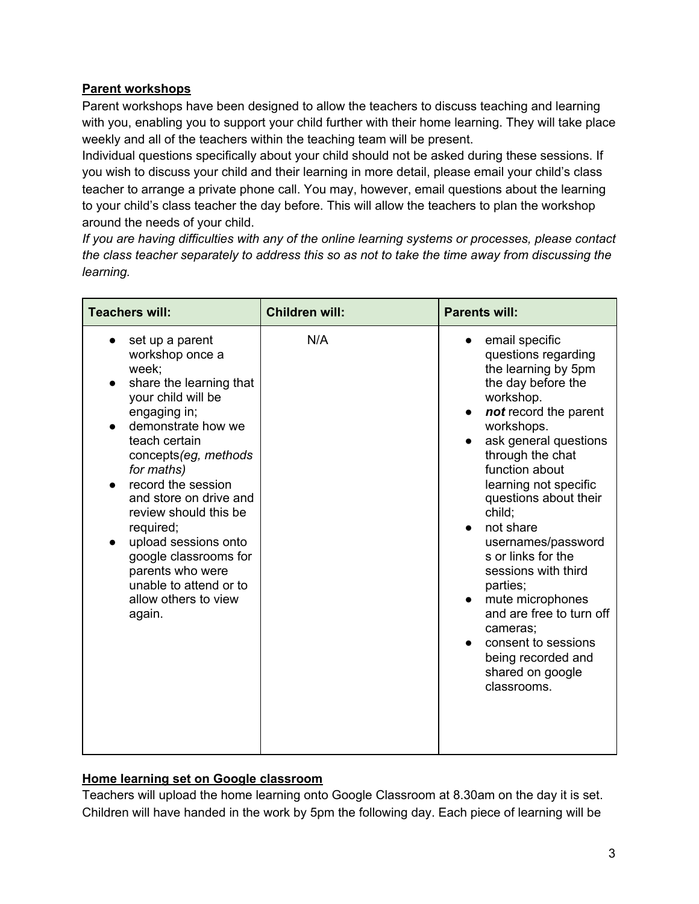**Parent workshops**

Parent workshops have been designed to allow the teachers to discuss teaching and learning with you, enabling you to support your child further with their home learning. They will take place weekly and all of the teachers within the teaching team will be present.

Individual questions specifically about your child should not be asked during these sessions. If you wish to discuss your child and their learning in more detail, please email your child's class teacher to arrange a private phone call. You may, however, email questions about the learning to your child's class teacher the day before. This will allow the teachers to plan the workshop around the needs of your child.

*If you are having difficulties with any of the online learning systems or processes, please contact the class teacher separately to address this so as not to take the time away from discussing the learning.*

| Teachers will: | Children will: | Parents will: |
| --- | --- | --- |
| • set up a parent workshop once a week;<br>• share the learning that your child will be engaging in;<br>• demonstrate how we teach certain concepts*(eg, methods for maths)*<br>• record the session and store on drive and review should this be required;<br>• upload sessions onto google classrooms for parents who were unable to attend or to allow others to view again. | N/A | • email specific questions regarding the learning by 5pm the day before the workshop.<br>• ***not*** record the parent workshops.<br>• ask general questions through the chat function about learning not specific questions about their child;<br>• not share usernames/passwords or links for the sessions with third parties;<br>• mute microphones and are free to turn off cameras;<br>• consent to sessions being recorded and shared on google classrooms. |

**Home learning set on Google classroom**

Teachers will upload the home learning onto Google Classroom at 8.30am on the day it is set. Children will have handed in the work by 5pm the following day. Each piece of learning will be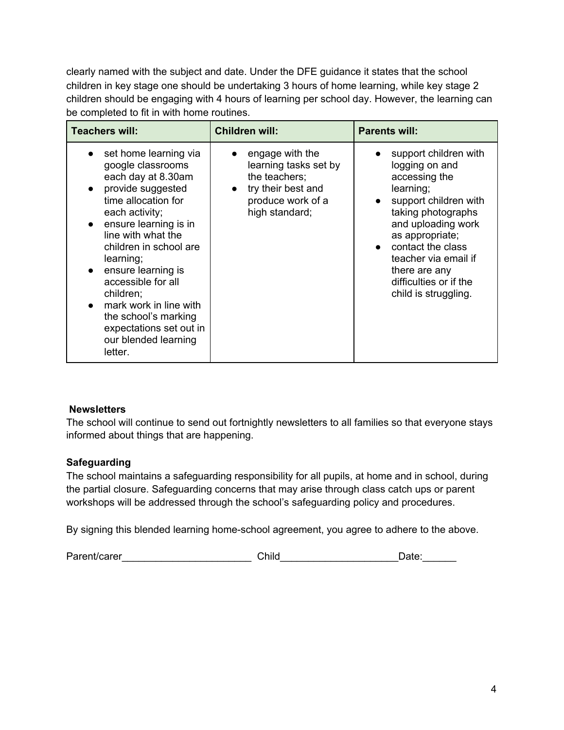clearly named with the subject and date. Under the DFE guidance it states that the school children in key stage one should be undertaking 3 hours of home learning, while key stage 2 children should be engaging with 4 hours of learning per school day. However, the learning can be completed to fit in with home routines.

| Teachers will: | Children will: | Parents will: |
|---|---|---|
| • set home learning via google classrooms each day at 8.30am<br>• provide suggested time allocation for each activity;<br>• ensure learning is in line with what the children in school are learning;<br>• ensure learning is accessible for all children;<br>• mark work in line with the school's marking expectations set out in our blended learning letter. | • engage with the learning tasks set by the teachers;<br>• try their best and produce work of a high standard; | • support children with logging on and accessing the learning;<br>• support children with taking photographs and uploading work as appropriate;<br>• contact the class teacher via email if there are any difficulties or if the child is struggling. |

**Newsletters**

The school will continue to send out fortnightly newsletters to all families so that everyone stays informed about things that are happening.

**Safeguarding**

The school maintains a safeguarding responsibility for all pupils, at home and in school, during the partial closure. Safeguarding concerns that may arise through class catch ups or parent workshops will be addressed through the school's safeguarding policy and procedures.

By signing this blended learning home-school agreement, you agree to adhere to the above.

Parent/carer_______________________ Child____________________Date:______